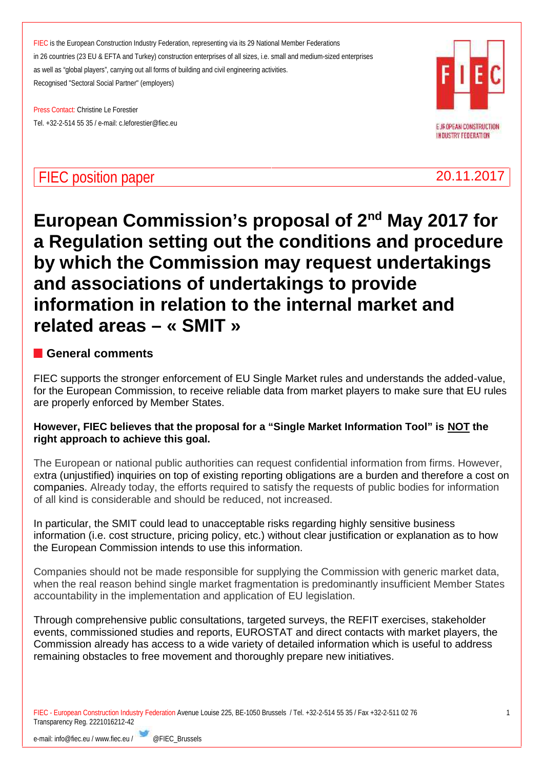FIEC is the European Construction Industry Federation, representing via its 29 National Member Federations in 26 countries (23 EU & EFTA and Turkey) construction enterprises of all sizes, i.e. small and medium-sized enterprises as well as "global players", carrying out all forms of building and civil engineering activities.
Recognised "Sectoral Social Partner" (employers)

Press Contact: Christine Le Forestier
Tel. +32-2-514 55 35 / e-mail: c.leforestier@fiec.eu

FIEC position paper 20.11.2017

# European Commission's proposal of 2nd May 2017 for a Regulation setting out the conditions and procedure by which the Commission may request undertakings and associations of undertakings to provide information in relation to the internal market and related areas – « SMIT »

## General comments

FIEC supports the stronger enforcement of EU Single Market rules and understands the added-value, for the European Commission, to receive reliable data from market players to make sure that EU rules are properly enforced by Member States.

**However, FIEC believes that the proposal for a "Single Market Information Tool" is NOT the right approach to achieve this goal.**

The European or national public authorities can request confidential information from firms. However, extra (unjustified) inquiries on top of existing reporting obligations are a burden and therefore a cost on companies. Already today, the efforts required to satisfy the requests of public bodies for information of all kind is considerable and should be reduced, not increased.

In particular, the SMIT could lead to unacceptable risks regarding highly sensitive business information (i.e. cost structure, pricing policy, etc.) without clear justification or explanation as to how the European Commission intends to use this information.

Companies should not be made responsible for supplying the Commission with generic market data, when the real reason behind single market fragmentation is predominantly insufficient Member States accountability in the implementation and application of EU legislation.

Through comprehensive public consultations, targeted surveys, the REFIT exercises, stakeholder events, commissioned studies and reports, EUROSTAT and direct contacts with market players, the Commission already has access to a wide variety of detailed information which is useful to address remaining obstacles to free movement and thoroughly prepare new initiatives.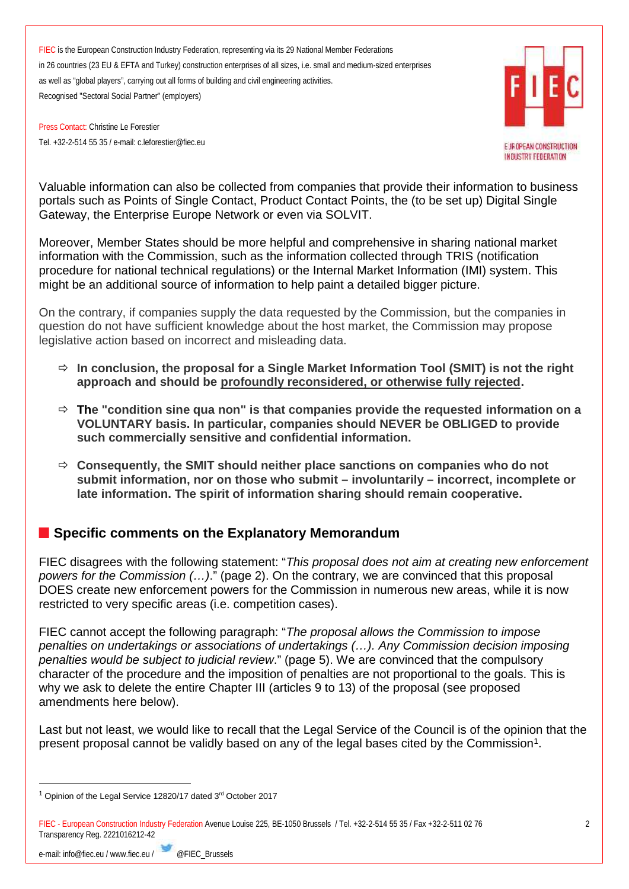Valuable information can also be collected from companies that provide their information to business portals such as Points of Single Contact, Product Contact Points, the (to be set up) Digital Single Gateway, the Enterprise Europe Network or even via SOLVIT.

Moreover, Member States should be more helpful and comprehensive in sharing national market information with the Commission, such as the information collected through TRIS (notification procedure for national technical regulations) or the Internal Market Information (IMI) system. This might be an additional source of information to help paint a detailed bigger picture.

On the contrary, if companies supply the data requested by the Commission, but the companies in question do not have sufficient knowledge about the host market, the Commission may propose legislative action based on incorrect and misleading data.

- ⇨ **In conclusion, the proposal for a Single Market Information Tool (SMIT) is not the right approach and should be <u>profoundly reconsidered, or otherwise fully rejected</u>.**
- ⇨ **The "condition sine qua non" is that companies provide the requested information on a VOLUNTARY basis. In particular, companies should NEVER be OBLIGED to provide such commercially sensitive and confidential information.**
- ⇨ **Consequently, the SMIT should neither place sanctions on companies who do not submit information, nor on those who submit – involuntarily – incorrect, incomplete or late information. The spirit of information sharing should remain cooperative.**

## Specific comments on the Explanatory Memorandum

FIEC disagrees with the following statement: "*This proposal does not aim at creating new enforcement powers for the Commission (…)*." (page 2). On the contrary, we are convinced that this proposal DOES create new enforcement powers for the Commission in numerous new areas, while it is now restricted to very specific areas (i.e. competition cases).

FIEC cannot accept the following paragraph: "*The proposal allows the Commission to impose penalties on undertakings or associations of undertakings (…). Any Commission decision imposing penalties would be subject to judicial review*." (page 5). We are convinced that the compulsory character of the procedure and the imposition of penalties are not proportional to the goals. This is why we ask to delete the entire Chapter III (articles 9 to 13) of the proposal (see proposed amendments here below).

Last but not least, we would like to recall that the Legal Service of the Council is of the opinion that the present proposal cannot be validly based on any of the legal bases cited by the Commission[1].

[1] Opinion of the Legal Service 12820/17 dated 3rd October 2017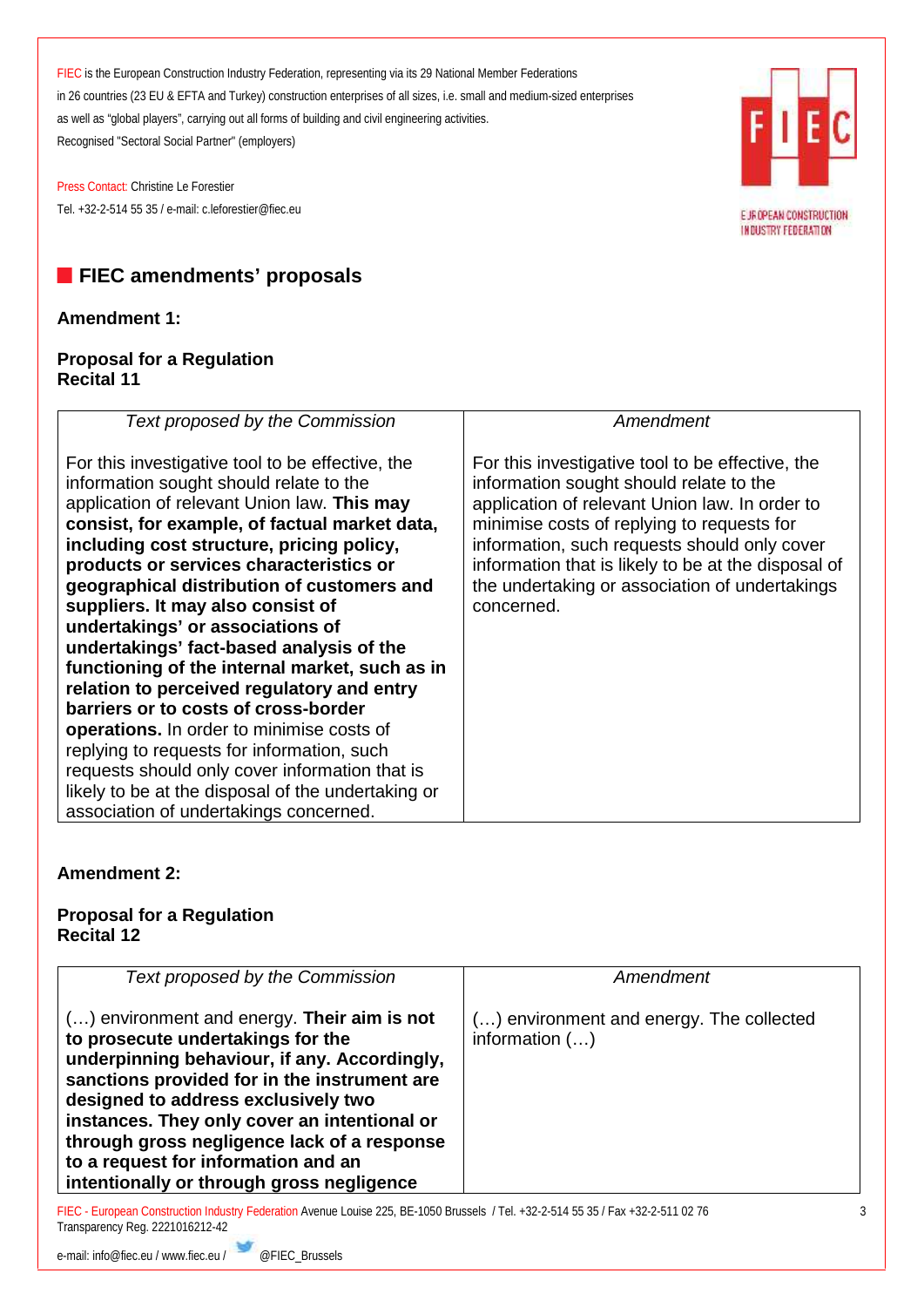FIEC is the European Construction Industry Federation, representing via its 29 National Member Federations in 26 countries (23 EU & EFTA and Turkey) construction enterprises of all sizes, i.e. small and medium-sized enterprises as well as "global players", carrying out all forms of building and civil engineering activities.
Recognised "Sectoral Social Partner" (employers)

Press Contact: Christine Le Forestier
Tel. +32-2-514 55 35 / e-mail: c.leforestier@fiec.eu

## FIEC amendments' proposals

**Amendment 1:**

**Proposal for a Regulation**
**Recital 11**

| *Text proposed by the Commission* | *Amendment* |
|---|---|
| For this investigative tool to be effective, the information sought should relate to the application of relevant Union law. **This may consist, for example, of factual market data, including cost structure, pricing policy, products or services characteristics or geographical distribution of customers and suppliers. It may also consist of undertakings' or associations of undertakings' fact-based analysis of the functioning of the internal market, such as in relation to perceived regulatory and entry barriers or to costs of cross-border operations.** In order to minimise costs of replying to requests for information, such requests should only cover information that is likely to be at the disposal of the undertaking or association of undertakings concerned. | For this investigative tool to be effective, the information sought should relate to the application of relevant Union law. In order to minimise costs of replying to requests for information, such requests should only cover information that is likely to be at the disposal of the undertaking or association of undertakings concerned. |

**Amendment 2:**

**Proposal for a Regulation**
**Recital 12**

| *Text proposed by the Commission* | *Amendment* |
|---|---|
| (…) environment and energy. **Their aim is not to prosecute undertakings for the underpinning behaviour, if any. Accordingly, sanctions provided for in the instrument are designed to address exclusively two instances. They only cover an intentional or through gross negligence lack of a response to a request for information and an intentionally or through gross negligence** | (…) environment and energy. The collected information (…) |

FIEC - European Construction Industry Federation Avenue Louise 225, BE-1050 Brussels / Tel. +32-2-514 55 35 / Fax +32-2-511 02 76
Transparency Reg. 2221016212-42
e-mail: info@fiec.eu / www.fiec.eu / @FIEC_Brussels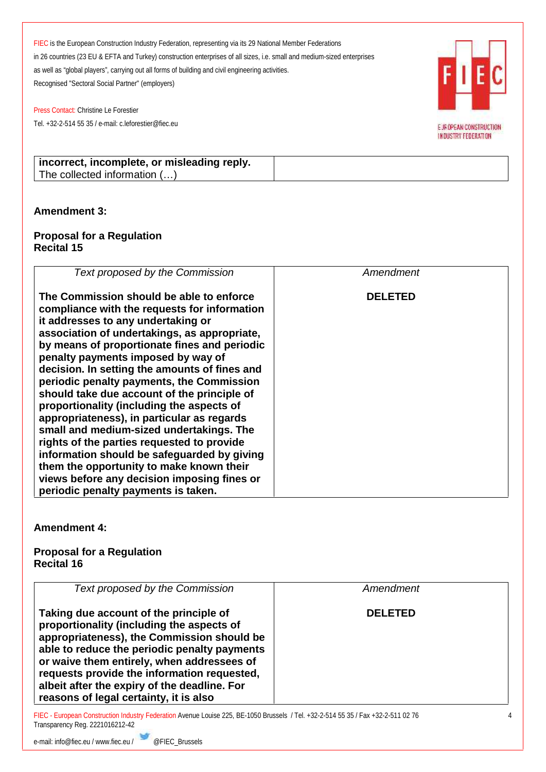| | |
|---|---|
| **incorrect, incomplete, or misleading reply.** The collected information (…) | |

**Amendment 3:**

**Proposal for a Regulation**
**Recital 15**

| *Text proposed by the Commission* | *Amendment* |
|---|---|
| **The Commission should be able to enforce compliance with the requests for information it addresses to any undertaking or association of undertakings, as appropriate, by means of proportionate fines and periodic penalty payments imposed by way of decision. In setting the amounts of fines and periodic penalty payments, the Commission should take due account of the principle of proportionality (including the aspects of appropriateness), in particular as regards small and medium-sized undertakings. The rights of the parties requested to provide information should be safeguarded by giving them the opportunity to make known their views before any decision imposing fines or periodic penalty payments is taken.** | **DELETED** |

**Amendment 4:**

**Proposal for a Regulation**
**Recital 16**

| *Text proposed by the Commission* | *Amendment* |
|---|---|
| **Taking due account of the principle of proportionality (including the aspects of appropriateness), the Commission should be able to reduce the periodic penalty payments or waive them entirely, when addressees of requests provide the information requested, albeit after the expiry of the deadline. For reasons of legal certainty, it is also** | **DELETED** |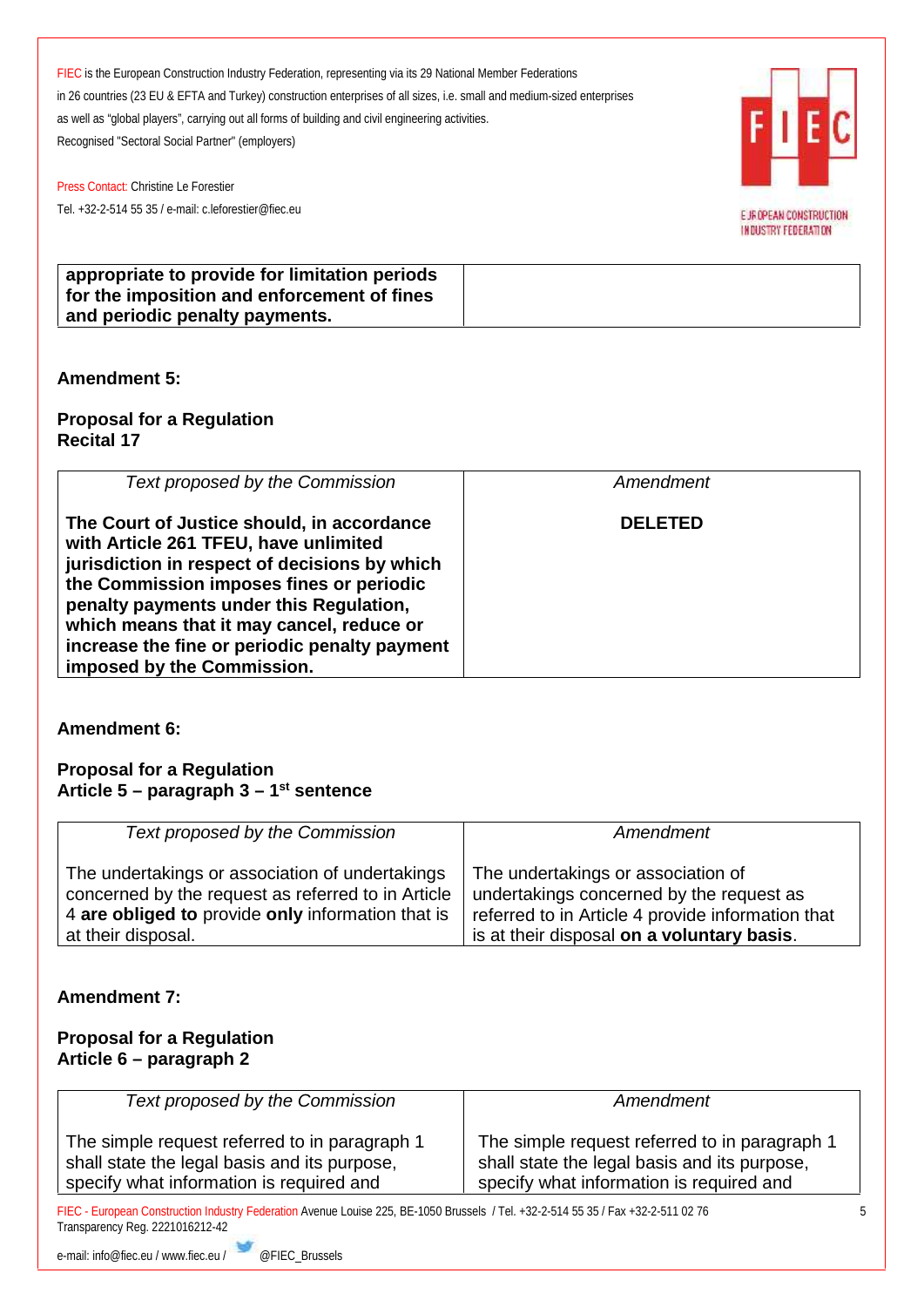| **appropriate to provide for limitation periods for the imposition and enforcement of fines and periodic penalty payments.** | |
|---|---|

**Amendment 5:**

**Proposal for a Regulation**
**Recital 17**

| *Text proposed by the Commission* | *Amendment* |
|---|---|
| **The Court of Justice should, in accordance with Article 261 TFEU, have unlimited jurisdiction in respect of decisions by which the Commission imposes fines or periodic penalty payments under this Regulation, which means that it may cancel, reduce or increase the fine or periodic penalty payment imposed by the Commission.** | **DELETED** |

**Amendment 6:**

**Proposal for a Regulation**
**Article 5 – paragraph 3 – 1st sentence**

| *Text proposed by the Commission* | *Amendment* |
|---|---|
| The undertakings or association of undertakings concerned by the request as referred to in Article 4 **are obliged to** provide **only** information that is at their disposal. | The undertakings or association of undertakings concerned by the request as referred to in Article 4 provide information that is at their disposal **on a voluntary basis**. |

**Amendment 7:**

**Proposal for a Regulation**
**Article 6 – paragraph 2**

| *Text proposed by the Commission* | *Amendment* |
|---|---|
| The simple request referred to in paragraph 1 shall state the legal basis and its purpose, specify what information is required and | The simple request referred to in paragraph 1 shall state the legal basis and its purpose, specify what information is required and |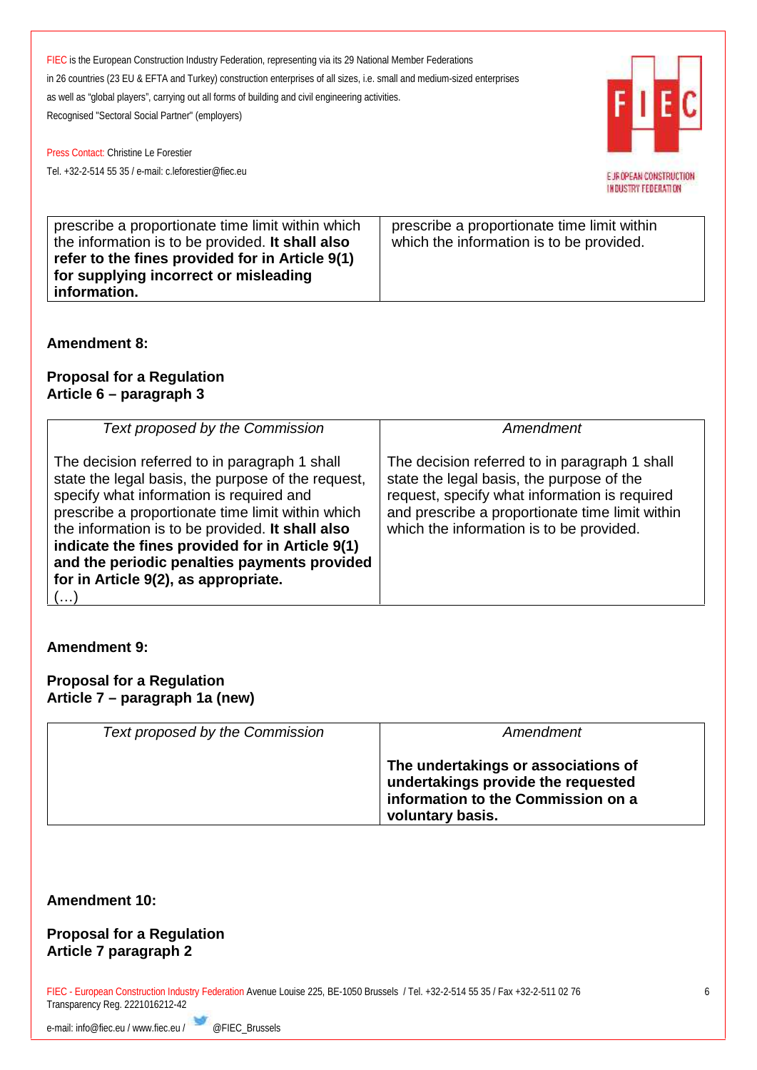| | |
|---|---|
| prescribe a proportionate time limit within which the information is to be provided. **It shall also refer to the fines provided for in Article 9(1) for supplying incorrect or misleading information.** | prescribe a proportionate time limit within which the information is to be provided. |

**Amendment 8:**

**Proposal for a Regulation**
**Article 6 – paragraph 3**

| *Text proposed by the Commission* | *Amendment* |
|---|---|
| The decision referred to in paragraph 1 shall state the legal basis, the purpose of the request, specify what information is required and prescribe a proportionate time limit within which the information is to be provided. **It shall also indicate the fines provided for in Article 9(1) and the periodic penalties payments provided for in Article 9(2), as appropriate.** (…) | The decision referred to in paragraph 1 shall state the legal basis, the purpose of the request, specify what information is required and prescribe a proportionate time limit within which the information is to be provided. |

**Amendment 9:**

**Proposal for a Regulation**
**Article 7 – paragraph 1a (new)**

| *Text proposed by the Commission* | *Amendment* |
|---|---|
| | **The undertakings or associations of undertakings provide the requested information to the Commission on a voluntary basis.** |

**Amendment 10:**

**Proposal for a Regulation**
**Article 7 paragraph 2**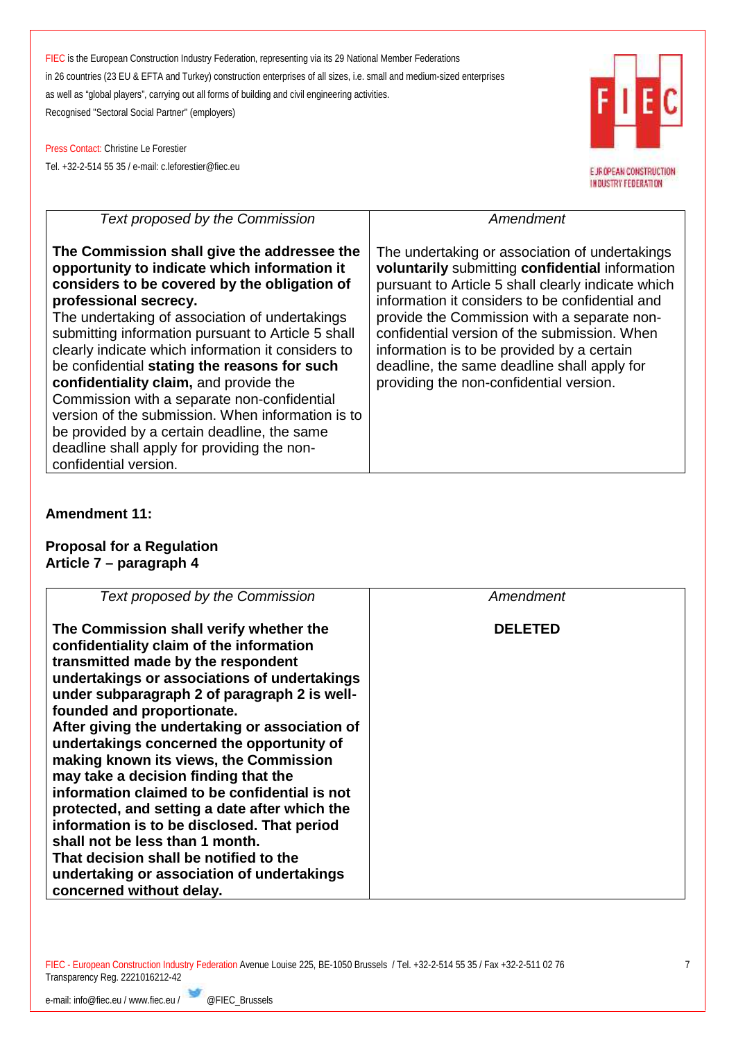FIEC is the European Construction Industry Federation, representing via its 29 National Member Federations in 26 countries (23 EU & EFTA and Turkey) construction enterprises of all sizes, i.e. small and medium-sized enterprises as well as "global players", carrying out all forms of building and civil engineering activities.
Recognised "Sectoral Social Partner" (employers)

Press Contact: Christine Le Forestier
Tel. +32-2-514 55 35 / e-mail: c.leforestier@fiec.eu

| *Text proposed by the Commission* | *Amendment* |
|---|---|
| **The Commission shall give the addressee the opportunity to indicate which information it considers to be covered by the obligation of professional secrecy.** The undertaking of association of undertakings submitting information pursuant to Article 5 shall clearly indicate which information it considers to be confidential **stating the reasons for such confidentiality claim,** and provide the Commission with a separate non-confidential version of the submission. When information is to be provided by a certain deadline, the same deadline shall apply for providing the non-confidential version. | The undertaking or association of undertakings **voluntarily** submitting **confidential** information pursuant to Article 5 shall clearly indicate which information it considers to be confidential and provide the Commission with a separate non-confidential version of the submission. When information is to be provided by a certain deadline, the same deadline shall apply for providing the non-confidential version. |

**Amendment 11:**

**Proposal for a Regulation**
**Article 7 – paragraph 4**

| *Text proposed by the Commission* | *Amendment* |
|---|---|
| **The Commission shall verify whether the confidentiality claim of the information transmitted made by the respondent undertakings or associations of undertakings under subparagraph 2 of paragraph 2 is well-founded and proportionate.** **After giving the undertaking or association of undertakings concerned the opportunity of making known its views, the Commission may take a decision finding that the information claimed to be confidential is not protected, and setting a date after which the information is to be disclosed. That period shall not be less than 1 month.** **That decision shall be notified to the undertaking or association of undertakings concerned without delay.** | **DELETED** |

FIEC - European Construction Industry Federation Avenue Louise 225, BE-1050 Brussels / Tel. +32-2-514 55 35 / Fax +32-2-511 02 76
Transparency Reg. 2221016212-42
e-mail: info@fiec.eu / www.fiec.eu / @FIEC_Brussels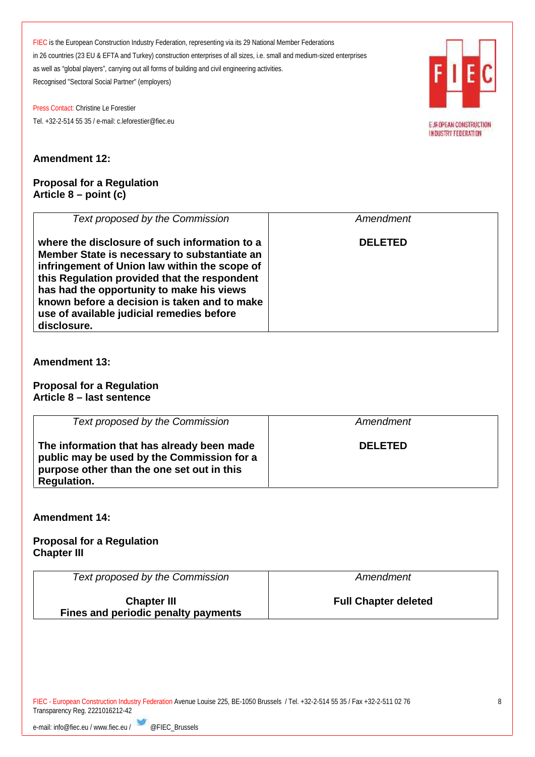FIEC is the European Construction Industry Federation, representing via its 29 National Member Federations in 26 countries (23 EU & EFTA and Turkey) construction enterprises of all sizes, i.e. small and medium-sized enterprises as well as "global players", carrying out all forms of building and civil engineering activities.
Recognised "Sectoral Social Partner" (employers)

Press Contact: Christine Le Forestier
Tel. +32-2-514 55 35 / e-mail: c.leforestier@fiec.eu

**Amendment 12:**

**Proposal for a Regulation**
**Article 8 – point (c)**

| *Text proposed by the Commission* | *Amendment* |
|---|---|
| **where the disclosure of such information to a Member State is necessary to substantiate an infringement of Union law within the scope of this Regulation provided that the respondent has had the opportunity to make his views known before a decision is taken and to make use of available judicial remedies before disclosure.** | **DELETED** |

**Amendment 13:**

**Proposal for a Regulation**
**Article 8 – last sentence**

| *Text proposed by the Commission* | *Amendment* |
|---|---|
| **The information that has already been made public may be used by the Commission for a purpose other than the one set out in this Regulation.** | **DELETED** |

**Amendment 14:**

**Proposal for a Regulation**
**Chapter III**

| *Text proposed by the Commission* | *Amendment* |
|---|---|
| **Chapter III Fines and periodic penalty payments** | **Full Chapter deleted** |

FIEC - European Construction Industry Federation Avenue Louise 225, BE-1050 Brussels / Tel. +32-2-514 55 35 / Fax +32-2-511 02 76
Transparency Reg. 2221016212-42
e-mail: info@fiec.eu / www.fiec.eu / @FIEC_Brussels